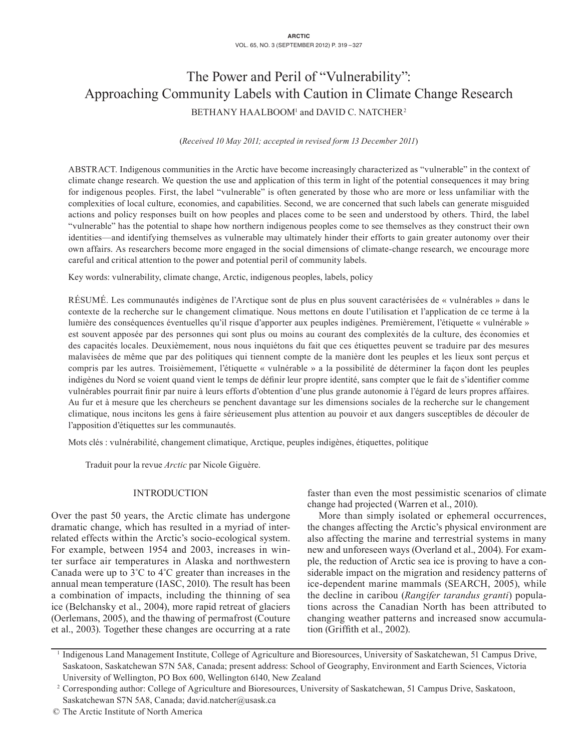# The Power and Peril of "Vulnerability": Approaching Community Labels with Caution in Climate Change Research

BETHANY HAALBOOM[1] and DAVID C. NATCHER[2]

(*Received 10 May 2011; accepted in revised form 13 December 2011*)

ABSTRACT. Indigenous communities in the Arctic have become increasingly characterized as "vulnerable" in the context of climate change research. We question the use and application of this term in light of the potential consequences it may bring for indigenous peoples. First, the label "vulnerable" is often generated by those who are more or less unfamiliar with the complexities of local culture, economies, and capabilities. Second, we are concerned that such labels can generate misguided actions and policy responses built on how peoples and places come to be seen and understood by others. Third, the label "vulnerable" has the potential to shape how northern indigenous peoples come to see themselves as they construct their own identities—and identifying themselves as vulnerable may ultimately hinder their efforts to gain greater autonomy over their own affairs. As researchers become more engaged in the social dimensions of climate-change research, we encourage more careful and critical attention to the power and potential peril of community labels.

Key words: vulnerability, climate change, Arctic, indigenous peoples, labels, policy

RÉSUMÉ. Les communautés indigènes de l'Arctique sont de plus en plus souvent caractérisées de « vulnérables » dans le contexte de la recherche sur le changement climatique. Nous mettons en doute l'utilisation et l'application de ce terme à la lumière des conséquences éventuelles qu'il risque d'apporter aux peuples indigènes. Premièrement, l'étiquette « vulnérable » est souvent apposée par des personnes qui sont plus ou moins au courant des complexités de la culture, des économies et des capacités locales. Deuxièmement, nous nous inquiétons du fait que ces étiquettes peuvent se traduire par des mesures malavisées de même que par des politiques qui tiennent compte de la manière dont les peuples et les lieux sont perçus et compris par les autres. Troisièmement, l'étiquette « vulnérable » a la possibilité de déterminer la façon dont les peuples indigènes du Nord se voient quand vient le temps de définir leur propre identité, sans compter que le fait de s'identifier comme vulnérables pourrait finir par nuire à leurs efforts d'obtention d'une plus grande autonomie à l'égard de leurs propres affaires. Au fur et à mesure que les chercheurs se penchent davantage sur les dimensions sociales de la recherche sur le changement climatique, nous incitons les gens à faire sérieusement plus attention au pouvoir et aux dangers susceptibles de découler de l'apposition d'étiquettes sur les communautés.

Mots clés : vulnérabilité, changement climatique, Arctique, peuples indigènes, étiquettes, politique

Traduit pour la revue *Arctic* par Nicole Giguère.

## INTRODUCTION

Over the past 50 years, the Arctic climate has undergone dramatic change, which has resulted in a myriad of interrelated effects within the Arctic's socio-ecological system. For example, between 1954 and 2003, increases in winter surface air temperatures in Alaska and northwestern Canada were up to 3˚C to 4˚C greater than increases in the annual mean temperature (IASC, 2010). The result has been a combination of impacts, including the thinning of sea ice (Belchansky et al., 2004), more rapid retreat of glaciers (Oerlemans, 2005), and the thawing of permafrost (Couture et al., 2003). Together these changes are occurring at a rate faster than even the most pessimistic scenarios of climate change had projected (Warren et al., 2010).

More than simply isolated or ephemeral occurrences, the changes affecting the Arctic's physical environment are also affecting the marine and terrestrial systems in many new and unforeseen ways (Overland et al., 2004). For example, the reduction of Arctic sea ice is proving to have a considerable impact on the migration and residency patterns of ice-dependent marine mammals (SEARCH, 2005), while the decline in caribou (*Rangifer tarandus granti*) populations across the Canadian North has been attributed to changing weather patterns and increased snow accumulation (Griffith et al., 2002).

[1] Indigenous Land Management Institute, College of Agriculture and Bioresources, University of Saskatchewan, 51 Campus Drive, Saskatoon, Saskatchewan S7N 5A8, Canada; present address: School of Geography, Environment and Earth Sciences, Victoria University of Wellington, PO Box 600, Wellington 6140, New Zealand

[2] Corresponding author: College of Agriculture and Bioresources, University of Saskatchewan, 51 Campus Drive, Saskatoon, Saskatchewan S7N 5A8, Canada; david.natcher@usask.ca

© The Arctic Institute of North America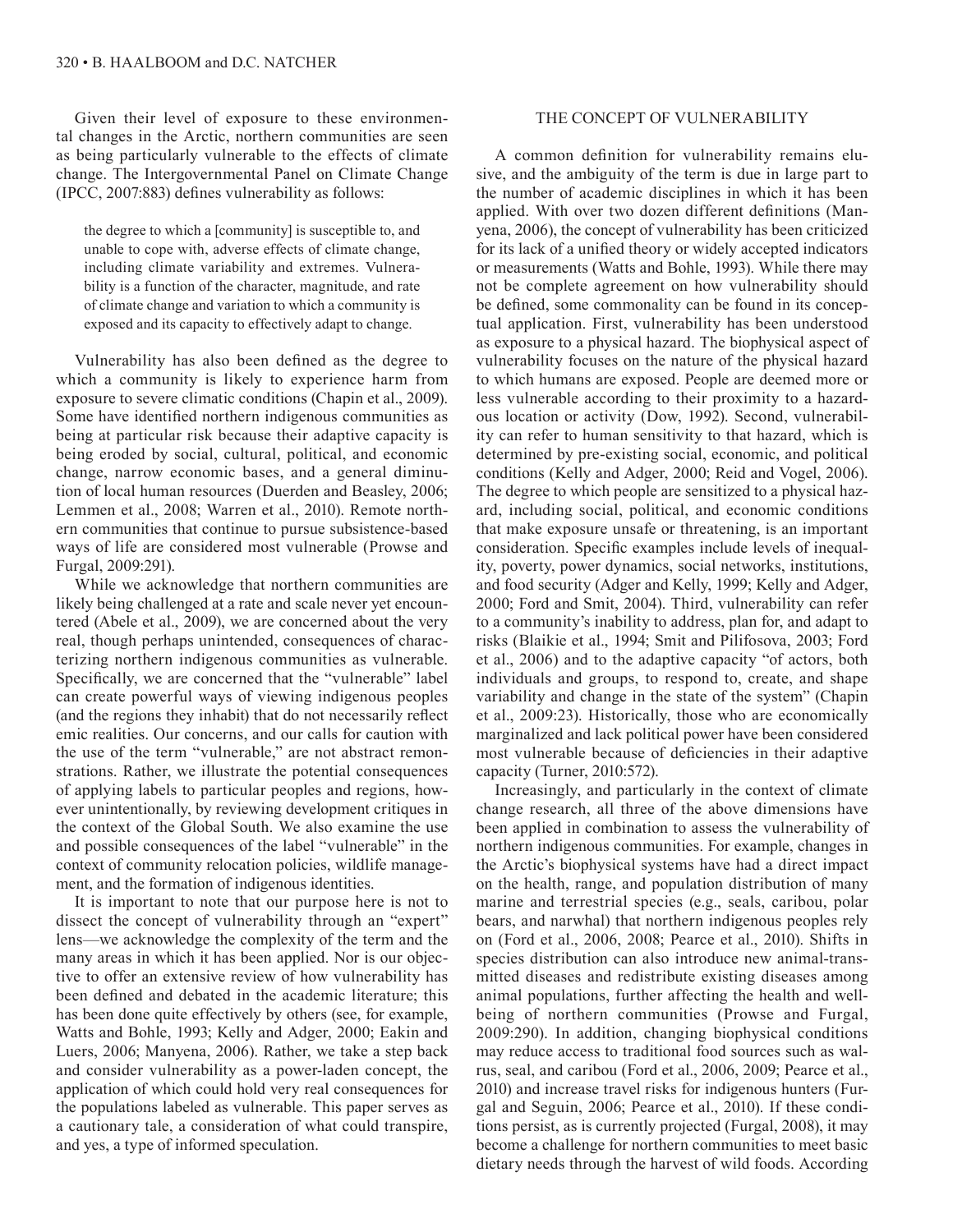Given their level of exposure to these environmental changes in the Arctic, northern communities are seen as being particularly vulnerable to the effects of climate change. The Intergovernmental Panel on Climate Change (IPCC, 2007:883) defines vulnerability as follows:

> the degree to which a [community] is susceptible to, and unable to cope with, adverse effects of climate change, including climate variability and extremes. Vulnerability is a function of the character, magnitude, and rate of climate change and variation to which a community is exposed and its capacity to effectively adapt to change.

Vulnerability has also been defined as the degree to which a community is likely to experience harm from exposure to severe climatic conditions (Chapin et al., 2009). Some have identified northern indigenous communities as being at particular risk because their adaptive capacity is being eroded by social, cultural, political, and economic change, narrow economic bases, and a general diminution of local human resources (Duerden and Beasley, 2006; Lemmen et al., 2008; Warren et al., 2010). Remote northern communities that continue to pursue subsistence-based ways of life are considered most vulnerable (Prowse and Furgal, 2009:291).

While we acknowledge that northern communities are likely being challenged at a rate and scale never yet encountered (Abele et al., 2009), we are concerned about the very real, though perhaps unintended, consequences of characterizing northern indigenous communities as vulnerable. Specifically, we are concerned that the "vulnerable" label can create powerful ways of viewing indigenous peoples (and the regions they inhabit) that do not necessarily reflect emic realities. Our concerns, and our calls for caution with the use of the term "vulnerable," are not abstract remonstrations. Rather, we illustrate the potential consequences of applying labels to particular peoples and regions, however unintentionally, by reviewing development critiques in the context of the Global South. We also examine the use and possible consequences of the label "vulnerable" in the context of community relocation policies, wildlife management, and the formation of indigenous identities.

It is important to note that our purpose here is not to dissect the concept of vulnerability through an "expert" lens—we acknowledge the complexity of the term and the many areas in which it has been applied. Nor is our objective to offer an extensive review of how vulnerability has been defined and debated in the academic literature; this has been done quite effectively by others (see, for example, Watts and Bohle, 1993; Kelly and Adger, 2000; Eakin and Luers, 2006; Manyena, 2006). Rather, we take a step back and consider vulnerability as a power-laden concept, the application of which could hold very real consequences for the populations labeled as vulnerable. This paper serves as a cautionary tale, a consideration of what could transpire, and yes, a type of informed speculation.

## THE CONCEPT OF VULNERABILITY

A common definition for vulnerability remains elusive, and the ambiguity of the term is due in large part to the number of academic disciplines in which it has been applied. With over two dozen different definitions (Manyena, 2006), the concept of vulnerability has been criticized for its lack of a unified theory or widely accepted indicators or measurements (Watts and Bohle, 1993). While there may not be complete agreement on how vulnerability should be defined, some commonality can be found in its conceptual application. First, vulnerability has been understood as exposure to a physical hazard. The biophysical aspect of vulnerability focuses on the nature of the physical hazard to which humans are exposed. People are deemed more or less vulnerable according to their proximity to a hazardous location or activity (Dow, 1992). Second, vulnerability can refer to human sensitivity to that hazard, which is determined by pre-existing social, economic, and political conditions (Kelly and Adger, 2000; Reid and Vogel, 2006). The degree to which people are sensitized to a physical hazard, including social, political, and economic conditions that make exposure unsafe or threatening, is an important consideration. Specific examples include levels of inequality, poverty, power dynamics, social networks, institutions, and food security (Adger and Kelly, 1999; Kelly and Adger, 2000; Ford and Smit, 2004). Third, vulnerability can refer to a community's inability to address, plan for, and adapt to risks (Blaikie et al., 1994; Smit and Pilifosova, 2003; Ford et al., 2006) and to the adaptive capacity "of actors, both individuals and groups, to respond to, create, and shape variability and change in the state of the system" (Chapin et al., 2009:23). Historically, those who are economically marginalized and lack political power have been considered most vulnerable because of deficiencies in their adaptive capacity (Turner, 2010:572).

Increasingly, and particularly in the context of climate change research, all three of the above dimensions have been applied in combination to assess the vulnerability of northern indigenous communities. For example, changes in the Arctic's biophysical systems have had a direct impact on the health, range, and population distribution of many marine and terrestrial species (e.g., seals, caribou, polar bears, and narwhal) that northern indigenous peoples rely on (Ford et al., 2006, 2008; Pearce et al., 2010). Shifts in species distribution can also introduce new animal-transmitted diseases and redistribute existing diseases among animal populations, further affecting the health and well-being of northern communities (Prowse and Furgal, 2009:290). In addition, changing biophysical conditions may reduce access to traditional food sources such as walrus, seal, and caribou (Ford et al., 2006, 2009; Pearce et al., 2010) and increase travel risks for indigenous hunters (Furgal and Seguin, 2006; Pearce et al., 2010). If these conditions persist, as is currently projected (Furgal, 2008), it may become a challenge for northern communities to meet basic dietary needs through the harvest of wild foods. According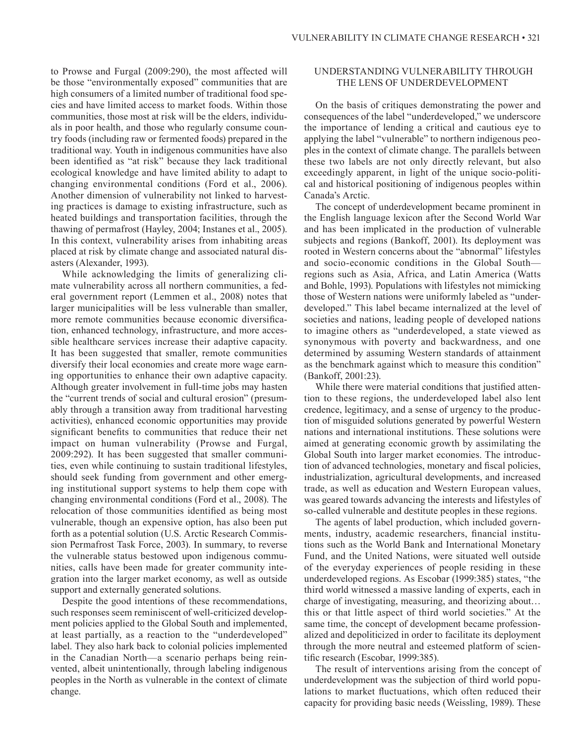to Prowse and Furgal (2009:290), the most affected will be those "environmentally exposed" communities that are high consumers of a limited number of traditional food species and have limited access to market foods. Within those communities, those most at risk will be the elders, individuals in poor health, and those who regularly consume country foods (including raw or fermented foods) prepared in the traditional way. Youth in indigenous communities have also been identified as "at risk" because they lack traditional ecological knowledge and have limited ability to adapt to changing environmental conditions (Ford et al., 2006). Another dimension of vulnerability not linked to harvesting practices is damage to existing infrastructure, such as heated buildings and transportation facilities, through the thawing of permafrost (Hayley, 2004; Instanes et al., 2005). In this context, vulnerability arises from inhabiting areas placed at risk by climate change and associated natural disasters (Alexander, 1993).

While acknowledging the limits of generalizing climate vulnerability across all northern communities, a federal government report (Lemmen et al., 2008) notes that larger municipalities will be less vulnerable than smaller, more remote communities because economic diversification, enhanced technology, infrastructure, and more accessible healthcare services increase their adaptive capacity. It has been suggested that smaller, remote communities diversify their local economies and create more wage earning opportunities to enhance their own adaptive capacity. Although greater involvement in full-time jobs may hasten the "current trends of social and cultural erosion" (presumably through a transition away from traditional harvesting activities), enhanced economic opportunities may provide significant benefits to communities that reduce their net impact on human vulnerability (Prowse and Furgal, 2009:292). It has been suggested that smaller communities, even while continuing to sustain traditional lifestyles, should seek funding from government and other emerging institutional support systems to help them cope with changing environmental conditions (Ford et al., 2008). The relocation of those communities identified as being most vulnerable, though an expensive option, has also been put forth as a potential solution (U.S. Arctic Research Commission Permafrost Task Force, 2003). In summary, to reverse the vulnerable status bestowed upon indigenous communities, calls have been made for greater community integration into the larger market economy, as well as outside support and externally generated solutions.

Despite the good intentions of these recommendations, such responses seem reminiscent of well-criticized development policies applied to the Global South and implemented, at least partially, as a reaction to the "underdeveloped" label. They also hark back to colonial policies implemented in the Canadian North—a scenario perhaps being reinvented, albeit unintentionally, through labeling indigenous peoples in the North as vulnerable in the context of climate change.

## UNDERSTANDING VULNERABILITY THROUGH THE LENS OF UNDERDEVELOPMENT

On the basis of critiques demonstrating the power and consequences of the label "underdeveloped," we underscore the importance of lending a critical and cautious eye to applying the label "vulnerable" to northern indigenous peoples in the context of climate change. The parallels between these two labels are not only directly relevant, but also exceedingly apparent, in light of the unique socio-political and historical positioning of indigenous peoples within Canada's Arctic.

The concept of underdevelopment became prominent in the English language lexicon after the Second World War and has been implicated in the production of vulnerable subjects and regions (Bankoff, 2001). Its deployment was rooted in Western concerns about the "abnormal" lifestyles and socio-economic conditions in the Global South—regions such as Asia, Africa, and Latin America (Watts and Bohle, 1993). Populations with lifestyles not mimicking those of Western nations were uniformly labeled as "underdeveloped." This label became internalized at the level of societies and nations, leading people of developed nations to imagine others as "underdeveloped, a state viewed as synonymous with poverty and backwardness, and one determined by assuming Western standards of attainment as the benchmark against which to measure this condition" (Bankoff, 2001:23).

While there were material conditions that justified attention to these regions, the underdeveloped label also lent credence, legitimacy, and a sense of urgency to the production of misguided solutions generated by powerful Western nations and international institutions. These solutions were aimed at generating economic growth by assimilating the Global South into larger market economies. The introduction of advanced technologies, monetary and fiscal policies, industrialization, agricultural developments, and increased trade, as well as education and Western European values, was geared towards advancing the interests and lifestyles of so-called vulnerable and destitute peoples in these regions.

The agents of label production, which included governments, industry, academic researchers, financial institutions such as the World Bank and International Monetary Fund, and the United Nations, were situated well outside of the everyday experiences of people residing in these underdeveloped regions. As Escobar (1999:385) states, "the third world witnessed a massive landing of experts, each in charge of investigating, measuring, and theorizing about… this or that little aspect of third world societies." At the same time, the concept of development became professionalized and depoliticized in order to facilitate its deployment through the more neutral and esteemed platform of scientific research (Escobar, 1999:385).

The result of interventions arising from the concept of underdevelopment was the subjection of third world populations to market fluctuations, which often reduced their capacity for providing basic needs (Weissling, 1989). These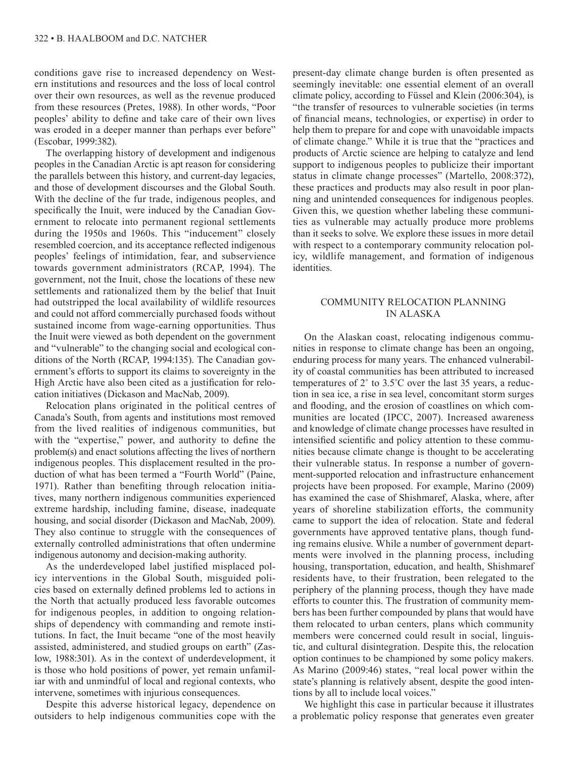conditions gave rise to increased dependency on Western institutions and resources and the loss of local control over their own resources, as well as the revenue produced from these resources (Pretes, 1988). In other words, "Poor peoples' ability to define and take care of their own lives was eroded in a deeper manner than perhaps ever before" (Escobar, 1999:382).

The overlapping history of development and indigenous peoples in the Canadian Arctic is apt reason for considering the parallels between this history, and current-day legacies, and those of development discourses and the Global South. With the decline of the fur trade, indigenous peoples, and specifically the Inuit, were induced by the Canadian Government to relocate into permanent regional settlements during the 1950s and 1960s. This "inducement" closely resembled coercion, and its acceptance reflected indigenous peoples' feelings of intimidation, fear, and subservience towards government administrators (RCAP, 1994). The government, not the Inuit, chose the locations of these new settlements and rationalized them by the belief that Inuit had outstripped the local availability of wildlife resources and could not afford commercially purchased foods without sustained income from wage-earning opportunities. Thus the Inuit were viewed as both dependent on the government and "vulnerable" to the changing social and ecological conditions of the North (RCAP, 1994:135). The Canadian government's efforts to support its claims to sovereignty in the High Arctic have also been cited as a justification for relocation initiatives (Dickason and MacNab, 2009).

Relocation plans originated in the political centres of Canada's South, from agents and institutions most removed from the lived realities of indigenous communities, but with the "expertise," power, and authority to define the problem(s) and enact solutions affecting the lives of northern indigenous peoples. This displacement resulted in the production of what has been termed a "Fourth World" (Paine, 1971). Rather than benefiting through relocation initiatives, many northern indigenous communities experienced extreme hardship, including famine, disease, inadequate housing, and social disorder (Dickason and MacNab, 2009). They also continue to struggle with the consequences of externally controlled administrations that often undermine indigenous autonomy and decision-making authority.

As the underdeveloped label justified misplaced policy interventions in the Global South, misguided policies based on externally defined problems led to actions in the North that actually produced less favorable outcomes for indigenous peoples, in addition to ongoing relationships of dependency with commanding and remote institutions. In fact, the Inuit became "one of the most heavily assisted, administered, and studied groups on earth" (Zaslow, 1988:301). As in the context of underdevelopment, it is those who hold positions of power, yet remain unfamiliar with and unmindful of local and regional contexts, who intervene, sometimes with injurious consequences.

Despite this adverse historical legacy, dependence on outsiders to help indigenous communities cope with the present-day climate change burden is often presented as seemingly inevitable: one essential element of an overall climate policy, according to Füssel and Klein (2006:304), is "the transfer of resources to vulnerable societies (in terms of financial means, technologies, or expertise) in order to help them to prepare for and cope with unavoidable impacts of climate change." While it is true that the "practices and products of Arctic science are helping to catalyze and lend support to indigenous peoples to publicize their important status in climate change processes" (Martello, 2008:372), these practices and products may also result in poor planning and unintended consequences for indigenous peoples. Given this, we question whether labeling these communities as vulnerable may actually produce more problems than it seeks to solve. We explore these issues in more detail with respect to a contemporary community relocation policy, wildlife management, and formation of indigenous identities.

## COMMUNITY RELOCATION PLANNING IN ALASKA

On the Alaskan coast, relocating indigenous communities in response to climate change has been an ongoing, enduring process for many years. The enhanced vulnerability of coastal communities has been attributed to increased temperatures of 2° to 3.5°C over the last 35 years, a reduction in sea ice, a rise in sea level, concomitant storm surges and flooding, and the erosion of coastlines on which communities are located (IPCC, 2007). Increased awareness and knowledge of climate change processes have resulted in intensified scientific and policy attention to these communities because climate change is thought to be accelerating their vulnerable status. In response a number of government-supported relocation and infrastructure enhancement projects have been proposed. For example, Marino (2009) has examined the case of Shishmaref, Alaska, where, after years of shoreline stabilization efforts, the community came to support the idea of relocation. State and federal governments have approved tentative plans, though funding remains elusive. While a number of government departments were involved in the planning process, including housing, transportation, education, and health, Shishmaref residents have, to their frustration, been relegated to the periphery of the planning process, though they have made efforts to counter this. The frustration of community members has been further compounded by plans that would have them relocated to urban centers, plans which community members were concerned could result in social, linguistic, and cultural disintegration. Despite this, the relocation option continues to be championed by some policy makers. As Marino (2009:46) states, "real local power within the state's planning is relatively absent, despite the good intentions by all to include local voices."

We highlight this case in particular because it illustrates a problematic policy response that generates even greater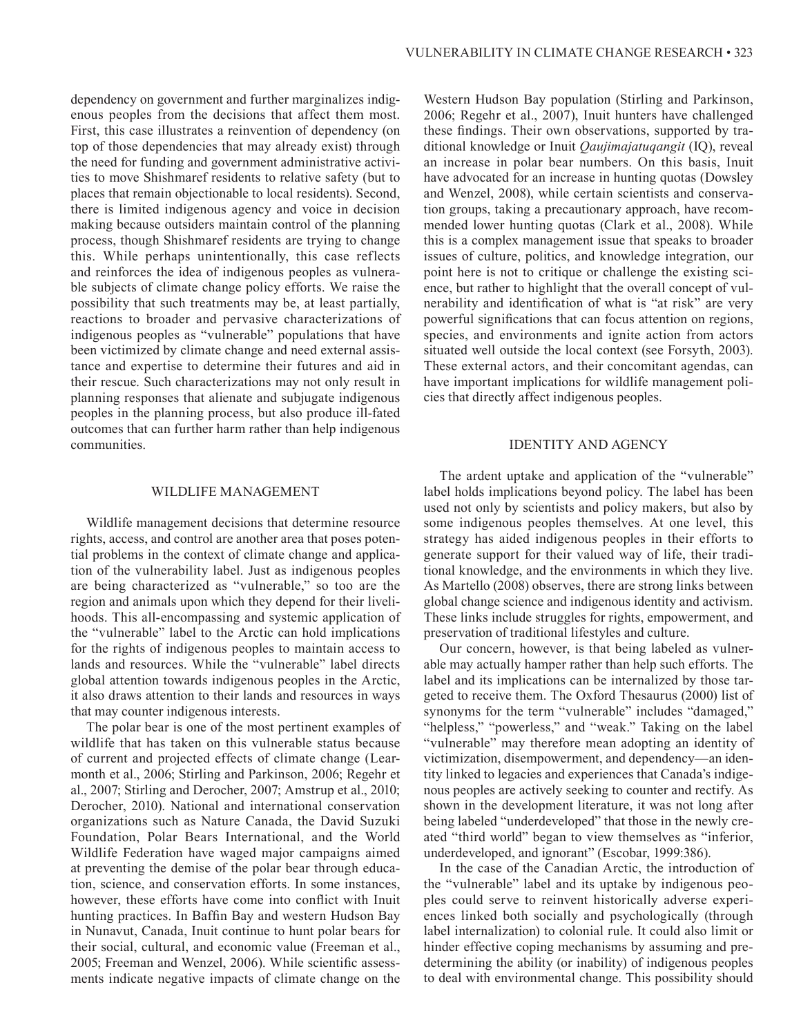dependency on government and further marginalizes indigenous peoples from the decisions that affect them most. First, this case illustrates a reinvention of dependency (on top of those dependencies that may already exist) through the need for funding and government administrative activities to move Shishmaref residents to relative safety (but to places that remain objectionable to local residents). Second, there is limited indigenous agency and voice in decision making because outsiders maintain control of the planning process, though Shishmaref residents are trying to change this. While perhaps unintentionally, this case reflects and reinforces the idea of indigenous peoples as vulnerable subjects of climate change policy efforts. We raise the possibility that such treatments may be, at least partially, reactions to broader and pervasive characterizations of indigenous peoples as "vulnerable" populations that have been victimized by climate change and need external assistance and expertise to determine their futures and aid in their rescue. Such characterizations may not only result in planning responses that alienate and subjugate indigenous peoples in the planning process, but also produce ill-fated outcomes that can further harm rather than help indigenous communities.

## WILDLIFE MANAGEMENT

Wildlife management decisions that determine resource rights, access, and control are another area that poses potential problems in the context of climate change and application of the vulnerability label. Just as indigenous peoples are being characterized as "vulnerable," so too are the region and animals upon which they depend for their livelihoods. This all-encompassing and systemic application of the "vulnerable" label to the Arctic can hold implications for the rights of indigenous peoples to maintain access to lands and resources. While the "vulnerable" label directs global attention towards indigenous peoples in the Arctic, it also draws attention to their lands and resources in ways that may counter indigenous interests.

The polar bear is one of the most pertinent examples of wildlife that has taken on this vulnerable status because of current and projected effects of climate change (Learmonth et al., 2006; Stirling and Parkinson, 2006; Regehr et al., 2007; Stirling and Derocher, 2007; Amstrup et al., 2010; Derocher, 2010). National and international conservation organizations such as Nature Canada, the David Suzuki Foundation, Polar Bears International, and the World Wildlife Federation have waged major campaigns aimed at preventing the demise of the polar bear through education, science, and conservation efforts. In some instances, however, these efforts have come into conflict with Inuit hunting practices. In Baffin Bay and western Hudson Bay in Nunavut, Canada, Inuit continue to hunt polar bears for their social, cultural, and economic value (Freeman et al., 2005; Freeman and Wenzel, 2006). While scientific assessments indicate negative impacts of climate change on the Western Hudson Bay population (Stirling and Parkinson, 2006; Regehr et al., 2007), Inuit hunters have challenged these findings. Their own observations, supported by traditional knowledge or Inuit *Qaujimajatuqangit* (IQ), reveal an increase in polar bear numbers. On this basis, Inuit have advocated for an increase in hunting quotas (Dowsley and Wenzel, 2008), while certain scientists and conservation groups, taking a precautionary approach, have recommended lower hunting quotas (Clark et al., 2008). While this is a complex management issue that speaks to broader issues of culture, politics, and knowledge integration, our point here is not to critique or challenge the existing science, but rather to highlight that the overall concept of vulnerability and identification of what is "at risk" are very powerful significations that can focus attention on regions, species, and environments and ignite action from actors situated well outside the local context (see Forsyth, 2003). These external actors, and their concomitant agendas, can have important implications for wildlife management policies that directly affect indigenous peoples.

## IDENTITY AND AGENCY

The ardent uptake and application of the "vulnerable" label holds implications beyond policy. The label has been used not only by scientists and policy makers, but also by some indigenous peoples themselves. At one level, this strategy has aided indigenous peoples in their efforts to generate support for their valued way of life, their traditional knowledge, and the environments in which they live. As Martello (2008) observes, there are strong links between global change science and indigenous identity and activism. These links include struggles for rights, empowerment, and preservation of traditional lifestyles and culture.

Our concern, however, is that being labeled as vulnerable may actually hamper rather than help such efforts. The label and its implications can be internalized by those targeted to receive them. The Oxford Thesaurus (2000) list of synonyms for the term "vulnerable" includes "damaged," "helpless," "powerless," and "weak." Taking on the label "vulnerable" may therefore mean adopting an identity of victimization, disempowerment, and dependency—an identity linked to legacies and experiences that Canada's indigenous peoples are actively seeking to counter and rectify. As shown in the development literature, it was not long after being labeled "underdeveloped" that those in the newly created "third world" began to view themselves as "inferior, underdeveloped, and ignorant" (Escobar, 1999:386).

In the case of the Canadian Arctic, the introduction of the "vulnerable" label and its uptake by indigenous peoples could serve to reinvent historically adverse experiences linked both socially and psychologically (through label internalization) to colonial rule. It could also limit or hinder effective coping mechanisms by assuming and predetermining the ability (or inability) of indigenous peoples to deal with environmental change. This possibility should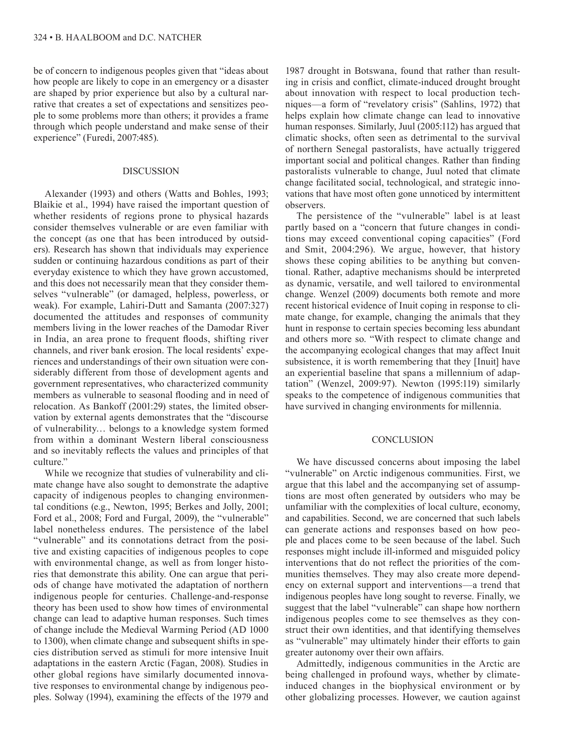be of concern to indigenous peoples given that "ideas about how people are likely to cope in an emergency or a disaster are shaped by prior experience but also by a cultural narrative that creates a set of expectations and sensitizes people to some problems more than others; it provides a frame through which people understand and make sense of their experience" (Furedi, 2007:485).

## DISCUSSION

Alexander (1993) and others (Watts and Bohles, 1993; Blaikie et al., 1994) have raised the important question of whether residents of regions prone to physical hazards consider themselves vulnerable or are even familiar with the concept (as one that has been introduced by outsiders). Research has shown that individuals may experience sudden or continuing hazardous conditions as part of their everyday existence to which they have grown accustomed, and this does not necessarily mean that they consider themselves "vulnerable" (or damaged, helpless, powerless, or weak). For example, Lahiri-Dutt and Samanta (2007:327) documented the attitudes and responses of community members living in the lower reaches of the Damodar River in India, an area prone to frequent floods, shifting river channels, and river bank erosion. The local residents' experiences and understandings of their own situation were considerably different from those of development agents and government representatives, who characterized community members as vulnerable to seasonal flooding and in need of relocation. As Bankoff (2001:29) states, the limited observation by external agents demonstrates that the "discourse of vulnerability… belongs to a knowledge system formed from within a dominant Western liberal consciousness and so inevitably reflects the values and principles of that culture."

While we recognize that studies of vulnerability and climate change have also sought to demonstrate the adaptive capacity of indigenous peoples to changing environmental conditions (e.g., Newton, 1995; Berkes and Jolly, 2001; Ford et al., 2008; Ford and Furgal, 2009), the "vulnerable" label nonetheless endures. The persistence of the label "vulnerable" and its connotations detract from the positive and existing capacities of indigenous peoples to cope with environmental change, as well as from longer histories that demonstrate this ability. One can argue that periods of change have motivated the adaptation of northern indigenous people for centuries. Challenge-and-response theory has been used to show how times of environmental change can lead to adaptive human responses. Such times of change include the Medieval Warming Period (AD 1000 to 1300), when climate change and subsequent shifts in species distribution served as stimuli for more intensive Inuit adaptations in the eastern Arctic (Fagan, 2008). Studies in other global regions have similarly documented innovative responses to environmental change by indigenous peoples. Solway (1994), examining the effects of the 1979 and 1987 drought in Botswana, found that rather than resulting in crisis and conflict, climate-induced drought brought about innovation with respect to local production techniques—a form of "revelatory crisis" (Sahlins, 1972) that helps explain how climate change can lead to innovative human responses. Similarly, Juul (2005:112) has argued that climatic shocks, often seen as detrimental to the survival of northern Senegal pastoralists, have actually triggered important social and political changes. Rather than finding pastoralists vulnerable to change, Juul noted that climate change facilitated social, technological, and strategic innovations that have most often gone unnoticed by intermittent observers.

The persistence of the "vulnerable" label is at least partly based on a "concern that future changes in conditions may exceed conventional coping capacities" (Ford and Smit, 2004:296). We argue, however, that history shows these coping abilities to be anything but conventional. Rather, adaptive mechanisms should be interpreted as dynamic, versatile, and well tailored to environmental change. Wenzel (2009) documents both remote and more recent historical evidence of Inuit coping in response to climate change, for example, changing the animals that they hunt in response to certain species becoming less abundant and others more so. "With respect to climate change and the accompanying ecological changes that may affect Inuit subsistence, it is worth remembering that they [Inuit] have an experiential baseline that spans a millennium of adaptation" (Wenzel, 2009:97). Newton (1995:119) similarly speaks to the competence of indigenous communities that have survived in changing environments for millennia.

## CONCLUSION

We have discussed concerns about imposing the label "vulnerable" on Arctic indigenous communities. First, we argue that this label and the accompanying set of assumptions are most often generated by outsiders who may be unfamiliar with the complexities of local culture, economy, and capabilities. Second, we are concerned that such labels can generate actions and responses based on how people and places come to be seen because of the label. Such responses might include ill-informed and misguided policy interventions that do not reflect the priorities of the communities themselves. They may also create more dependency on external support and interventions—a trend that indigenous peoples have long sought to reverse. Finally, we suggest that the label "vulnerable" can shape how northern indigenous peoples come to see themselves as they construct their own identities, and that identifying themselves as "vulnerable" may ultimately hinder their efforts to gain greater autonomy over their own affairs.

Admittedly, indigenous communities in the Arctic are being challenged in profound ways, whether by climate-induced changes in the biophysical environment or by other globalizing processes. However, we caution against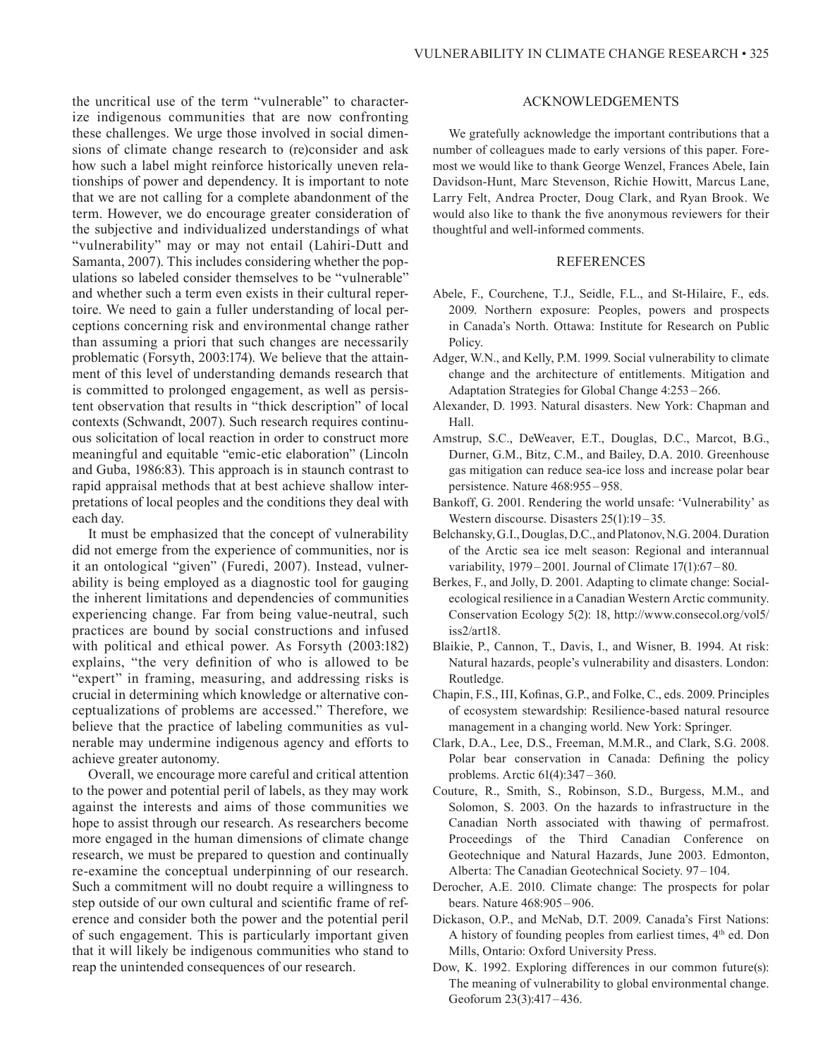the uncritical use of the term "vulnerable" to characterize indigenous communities that are now confronting these challenges. We urge those involved in social dimensions of climate change research to (re)consider and ask how such a label might reinforce historically uneven relationships of power and dependency. It is important to note that we are not calling for a complete abandonment of the term. However, we do encourage greater consideration of the subjective and individualized understandings of what "vulnerability" may or may not entail (Lahiri-Dutt and Samanta, 2007). This includes considering whether the populations so labeled consider themselves to be "vulnerable" and whether such a term even exists in their cultural repertoire. We need to gain a fuller understanding of local perceptions concerning risk and environmental change rather than assuming a priori that such changes are necessarily problematic (Forsyth, 2003:174). We believe that the attainment of this level of understanding demands research that is committed to prolonged engagement, as well as persistent observation that results in "thick description" of local contexts (Schwandt, 2007). Such research requires continuous solicitation of local reaction in order to construct more meaningful and equitable "emic-etic elaboration" (Lincoln and Guba, 1986:83). This approach is in staunch contrast to rapid appraisal methods that at best achieve shallow interpretations of local peoples and the conditions they deal with each day.

It must be emphasized that the concept of vulnerability did not emerge from the experience of communities, nor is it an ontological "given" (Furedi, 2007). Instead, vulnerability is being employed as a diagnostic tool for gauging the inherent limitations and dependencies of communities experiencing change. Far from being value-neutral, such practices are bound by social constructions and infused with political and ethical power. As Forsyth (2003:182) explains, "the very definition of who is allowed to be "expert" in framing, measuring, and addressing risks is crucial in determining which knowledge or alternative conceptualizations of problems are accessed." Therefore, we believe that the practice of labeling communities as vulnerable may undermine indigenous agency and efforts to achieve greater autonomy.

Overall, we encourage more careful and critical attention to the power and potential peril of labels, as they may work against the interests and aims of those communities we hope to assist through our research. As researchers become more engaged in the human dimensions of climate change research, we must be prepared to question and continually re-examine the conceptual underpinning of our research. Such a commitment will no doubt require a willingness to step outside of our own cultural and scientific frame of reference and consider both the power and the potential peril of such engagement. This is particularly important given that it will likely be indigenous communities who stand to reap the unintended consequences of our research.

## ACKNOWLEDGEMENTS

We gratefully acknowledge the important contributions that a number of colleagues made to early versions of this paper. Foremost we would like to thank George Wenzel, Frances Abele, Iain Davidson-Hunt, Marc Stevenson, Richie Howitt, Marcus Lane, Larry Felt, Andrea Procter, Doug Clark, and Ryan Brook. We would also like to thank the five anonymous reviewers for their thoughtful and well-informed comments.

## REFERENCES

Abele, F., Courchene, T.J., Seidle, F.L., and St-Hilaire, F., eds. 2009. Northern exposure: Peoples, powers and prospects in Canada's North. Ottawa: Institute for Research on Public Policy.

Adger, W.N., and Kelly, P.M. 1999. Social vulnerability to climate change and the architecture of entitlements. Mitigation and Adaptation Strategies for Global Change 4:253–266.

Alexander, D. 1993. Natural disasters. New York: Chapman and Hall.

Amstrup, S.C., DeWeaver, E.T., Douglas, D.C., Marcot, B.G., Durner, G.M., Bitz, C.M., and Bailey, D.A. 2010. Greenhouse gas mitigation can reduce sea-ice loss and increase polar bear persistence. Nature 468:955–958.

Bankoff, G. 2001. Rendering the world unsafe: 'Vulnerability' as Western discourse. Disasters 25(1):19–35.

Belchansky, G.I., Douglas, D.C., and Platonov, N.G. 2004. Duration of the Arctic sea ice melt season: Regional and interannual variability, 1979–2001. Journal of Climate 17(1):67–80.

Berkes, F., and Jolly, D. 2001. Adapting to climate change: Social-ecological resilience in a Canadian Western Arctic community. Conservation Ecology 5(2): 18, http://www.consecol.org/vol5/iss2/art18.

Blaikie, P., Cannon, T., Davis, I., and Wisner, B. 1994. At risk: Natural hazards, people's vulnerability and disasters. London: Routledge.

Chapin, F.S., III, Kofinas, G.P., and Folke, C., eds. 2009. Principles of ecosystem stewardship: Resilience-based natural resource management in a changing world. New York: Springer.

Clark, D.A., Lee, D.S., Freeman, M.M.R., and Clark, S.G. 2008. Polar bear conservation in Canada: Defining the policy problems. Arctic 61(4):347–360.

Couture, R., Smith, S., Robinson, S.D., Burgess, M.M., and Solomon, S. 2003. On the hazards to infrastructure in the Canadian North associated with thawing of permafrost. Proceedings of the Third Canadian Conference on Geotechnique and Natural Hazards, June 2003. Edmonton, Alberta: The Canadian Geotechnical Society. 97–104.

Derocher, A.E. 2010. Climate change: The prospects for polar bears. Nature 468:905–906.

Dickason, O.P., and McNab, D.T. 2009. Canada's First Nations: A history of founding peoples from earliest times, 4th ed. Don Mills, Ontario: Oxford University Press.

Dow, K. 1992. Exploring differences in our common future(s): The meaning of vulnerability to global environmental change. Geoforum 23(3):417–436.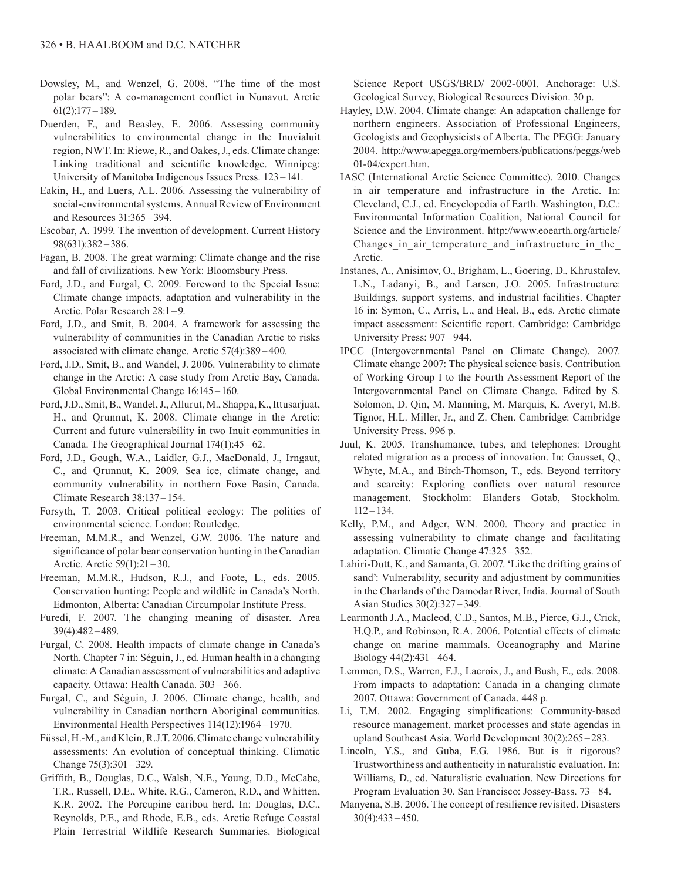Dowsley, M., and Wenzel, G. 2008. "The time of the most polar bears": A co-management conflict in Nunavut. Arctic 61(2):177 – 189.

Duerden, F., and Beasley, E. 2006. Assessing community vulnerabilities to environmental change in the Inuvialuit region, NWT. In: Riewe, R., and Oakes, J., eds. Climate change: Linking traditional and scientific knowledge. Winnipeg: University of Manitoba Indigenous Issues Press. 123 – 141.

Eakin, H., and Luers, A.L. 2006. Assessing the vulnerability of social-environmental systems. Annual Review of Environment and Resources 31:365 – 394.

Escobar, A. 1999. The invention of development. Current History 98(631):382 – 386.

Fagan, B. 2008. The great warming: Climate change and the rise and fall of civilizations. New York: Bloomsbury Press.

Ford, J.D., and Furgal, C. 2009. Foreword to the Special Issue: Climate change impacts, adaptation and vulnerability in the Arctic. Polar Research 28:1 – 9.

Ford, J.D., and Smit, B. 2004. A framework for assessing the vulnerability of communities in the Canadian Arctic to risks associated with climate change. Arctic 57(4):389 – 400.

Ford, J.D., Smit, B., and Wandel, J. 2006. Vulnerability to climate change in the Arctic: A case study from Arctic Bay, Canada. Global Environmental Change 16:145 – 160.

Ford, J.D., Smit, B., Wandel, J., Allurut, M., Shappa, K., Ittusarjuat, H., and Qrunnut, K. 2008. Climate change in the Arctic: Current and future vulnerability in two Inuit communities in Canada. The Geographical Journal 174(1):45 – 62.

Ford, J.D., Gough, W.A., Laidler, G.J., MacDonald, J., Irngaut, C., and Qrunnut, K. 2009. Sea ice, climate change, and community vulnerability in northern Foxe Basin, Canada. Climate Research 38:137 – 154.

Forsyth, T. 2003. Critical political ecology: The politics of environmental science. London: Routledge.

Freeman, M.M.R., and Wenzel, G.W. 2006. The nature and significance of polar bear conservation hunting in the Canadian Arctic. Arctic 59(1):21 – 30.

Freeman, M.M.R., Hudson, R.J., and Foote, L., eds. 2005. Conservation hunting: People and wildlife in Canada's North. Edmonton, Alberta: Canadian Circumpolar Institute Press.

Furedi, F. 2007. The changing meaning of disaster. Area 39(4):482 – 489.

Furgal, C. 2008. Health impacts of climate change in Canada's North. Chapter 7 in: Séguin, J., ed. Human health in a changing climate: A Canadian assessment of vulnerabilities and adaptive capacity. Ottawa: Health Canada. 303 – 366.

Furgal, C., and Séguin, J. 2006. Climate change, health, and vulnerability in Canadian northern Aboriginal communities. Environmental Health Perspectives 114(12):1964 – 1970.

Füssel, H.-M., and Klein, R.J.T. 2006. Climate change vulnerability assessments: An evolution of conceptual thinking. Climatic Change 75(3):301 – 329.

Griffith, B., Douglas, D.C., Walsh, N.E., Young, D.D., McCabe, T.R., Russell, D.E., White, R.G., Cameron, R.D., and Whitten, K.R. 2002. The Porcupine caribou herd. In: Douglas, D.C., Reynolds, P.E., and Rhode, E.B., eds. Arctic Refuge Coastal Plain Terrestrial Wildlife Research Summaries. Biological Science Report USGS/BRD/ 2002-0001. Anchorage: U.S. Geological Survey, Biological Resources Division. 30 p.

Hayley, D.W. 2004. Climate change: An adaptation challenge for northern engineers. Association of Professional Engineers, Geologists and Geophysicists of Alberta. The PEGG: January 2004. http://www.apegga.org/members/publications/peggs/web01-04/expert.htm.

IASC (International Arctic Science Committee). 2010. Changes in air temperature and infrastructure in the Arctic. In: Cleveland, C.J., ed. Encyclopedia of Earth. Washington, D.C.: Environmental Information Coalition, National Council for Science and the Environment. http://www.eoearth.org/article/Changes_in_air_temperature_and_infrastructure_in_the_Arctic.

Instanes, A., Anisimov, O., Brigham, L., Goering, D., Khrustalev, L.N., Ladanyi, B., and Larsen, J.O. 2005. Infrastructure: Buildings, support systems, and industrial facilities. Chapter 16 in: Symon, C., Arris, L., and Heal, B., eds. Arctic climate impact assessment: Scientific report. Cambridge: Cambridge University Press: 907 – 944.

IPCC (Intergovernmental Panel on Climate Change). 2007. Climate change 2007: The physical science basis. Contribution of Working Group I to the Fourth Assessment Report of the Intergovernmental Panel on Climate Change. Edited by S. Solomon, D. Qin, M. Manning, M. Marquis, K. Averyt, M.B. Tignor, H.L. Miller, Jr., and Z. Chen. Cambridge: Cambridge University Press. 996 p.

Juul, K. 2005. Transhumance, tubes, and telephones: Drought related migration as a process of innovation. In: Gausset, Q., Whyte, M.A., and Birch-Thomson, T., eds. Beyond territory and scarcity: Exploring conflicts over natural resource management. Stockholm: Elanders Gotab, Stockholm. 112 – 134.

Kelly, P.M., and Adger, W.N. 2000. Theory and practice in assessing vulnerability to climate change and facilitating adaptation. Climatic Change 47:325 – 352.

Lahiri-Dutt, K., and Samanta, G. 2007. 'Like the drifting grains of sand': Vulnerability, security and adjustment by communities in the Charlands of the Damodar River, India. Journal of South Asian Studies 30(2):327 – 349.

Learmonth J.A., Macleod, C.D., Santos, M.B., Pierce, G.J., Crick, H.Q.P., and Robinson, R.A. 2006. Potential effects of climate change on marine mammals. Oceanography and Marine Biology 44(2):431 – 464.

Lemmen, D.S., Warren, F.J., Lacroix, J., and Bush, E., eds. 2008. From impacts to adaptation: Canada in a changing climate 2007. Ottawa: Government of Canada. 448 p.

Li, T.M. 2002. Engaging simplifications: Community-based resource management, market processes and state agendas in upland Southeast Asia. World Development 30(2):265 – 283.

Lincoln, Y.S., and Guba, E.G. 1986. But is it rigorous? Trustworthiness and authenticity in naturalistic evaluation. In: Williams, D., ed. Naturalistic evaluation. New Directions for Program Evaluation 30. San Francisco: Jossey-Bass. 73 – 84.

Manyena, S.B. 2006. The concept of resilience revisited. Disasters 30(4):433 – 450.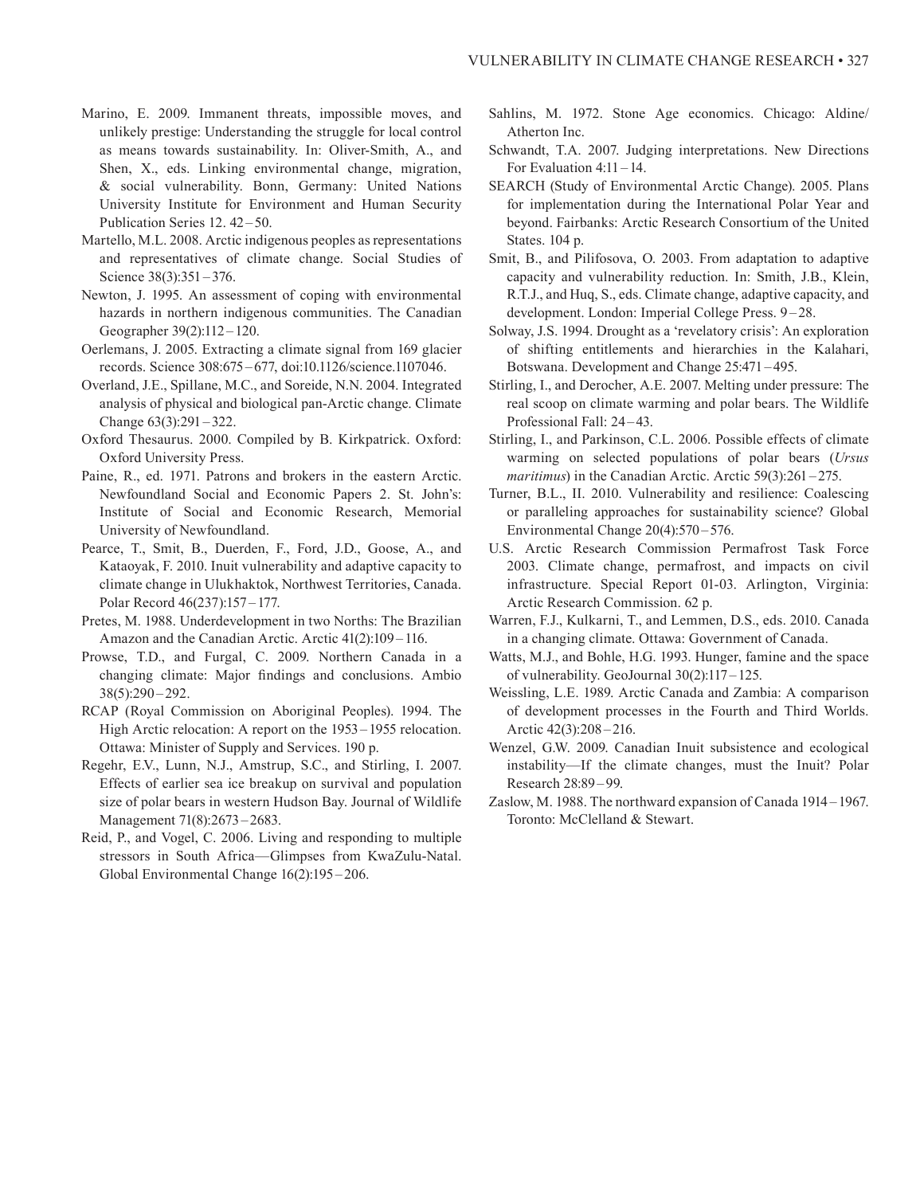Marino, E. 2009. Immanent threats, impossible moves, and unlikely prestige: Understanding the struggle for local control as means towards sustainability. In: Oliver-Smith, A., and Shen, X., eds. Linking environmental change, migration, & social vulnerability. Bonn, Germany: United Nations University Institute for Environment and Human Security Publication Series 12. 42–50.

Martello, M.L. 2008. Arctic indigenous peoples as representations and representatives of climate change. Social Studies of Science 38(3):351–376.

Newton, J. 1995. An assessment of coping with environmental hazards in northern indigenous communities. The Canadian Geographer 39(2):112–120.

Oerlemans, J. 2005. Extracting a climate signal from 169 glacier records. Science 308:675–677, doi:10.1126/science.1107046.

Overland, J.E., Spillane, M.C., and Soreide, N.N. 2004. Integrated analysis of physical and biological pan-Arctic change. Climate Change 63(3):291–322.

Oxford Thesaurus. 2000. Compiled by B. Kirkpatrick. Oxford: Oxford University Press.

Paine, R., ed. 1971. Patrons and brokers in the eastern Arctic. Newfoundland Social and Economic Papers 2. St. John's: Institute of Social and Economic Research, Memorial University of Newfoundland.

Pearce, T., Smit, B., Duerden, F., Ford, J.D., Goose, A., and Kataoyak, F. 2010. Inuit vulnerability and adaptive capacity to climate change in Ulukhaktok, Northwest Territories, Canada. Polar Record 46(237):157–177.

Pretes, M. 1988. Underdevelopment in two Norths: The Brazilian Amazon and the Canadian Arctic. Arctic 41(2):109–116.

Prowse, T.D., and Furgal, C. 2009. Northern Canada in a changing climate: Major findings and conclusions. Ambio 38(5):290–292.

RCAP (Royal Commission on Aboriginal Peoples). 1994. The High Arctic relocation: A report on the 1953–1955 relocation. Ottawa: Minister of Supply and Services. 190 p.

Regehr, E.V., Lunn, N.J., Amstrup, S.C., and Stirling, I. 2007. Effects of earlier sea ice breakup on survival and population size of polar bears in western Hudson Bay. Journal of Wildlife Management 71(8):2673–2683.

Reid, P., and Vogel, C. 2006. Living and responding to multiple stressors in South Africa—Glimpses from KwaZulu-Natal. Global Environmental Change 16(2):195–206.

Sahlins, M. 1972. Stone Age economics. Chicago: Aldine/Atherton Inc.

Schwandt, T.A. 2007. Judging interpretations. New Directions For Evaluation 4:11–14.

SEARCH (Study of Environmental Arctic Change). 2005. Plans for implementation during the International Polar Year and beyond. Fairbanks: Arctic Research Consortium of the United States. 104 p.

Smit, B., and Pilifosova, O. 2003. From adaptation to adaptive capacity and vulnerability reduction. In: Smith, J.B., Klein, R.T.J., and Huq, S., eds. Climate change, adaptive capacity, and development. London: Imperial College Press. 9–28.

Solway, J.S. 1994. Drought as a 'revelatory crisis': An exploration of shifting entitlements and hierarchies in the Kalahari, Botswana. Development and Change 25:471–495.

Stirling, I., and Derocher, A.E. 2007. Melting under pressure: The real scoop on climate warming and polar bears. The Wildlife Professional Fall: 24–43.

Stirling, I., and Parkinson, C.L. 2006. Possible effects of climate warming on selected populations of polar bears (*Ursus maritimus*) in the Canadian Arctic. Arctic 59(3):261–275.

Turner, B.L., II. 2010. Vulnerability and resilience: Coalescing or paralleling approaches for sustainability science? Global Environmental Change 20(4):570–576.

U.S. Arctic Research Commission Permafrost Task Force 2003. Climate change, permafrost, and impacts on civil infrastructure. Special Report 01-03. Arlington, Virginia: Arctic Research Commission. 62 p.

Warren, F.J., Kulkarni, T., and Lemmen, D.S., eds. 2010. Canada in a changing climate. Ottawa: Government of Canada.

Watts, M.J., and Bohle, H.G. 1993. Hunger, famine and the space of vulnerability. GeoJournal 30(2):117–125.

Weissling, L.E. 1989. Arctic Canada and Zambia: A comparison of development processes in the Fourth and Third Worlds. Arctic 42(3):208–216.

Wenzel, G.W. 2009. Canadian Inuit subsistence and ecological instability—If the climate changes, must the Inuit? Polar Research 28:89–99.

Zaslow, M. 1988. The northward expansion of Canada 1914–1967. Toronto: McClelland & Stewart.